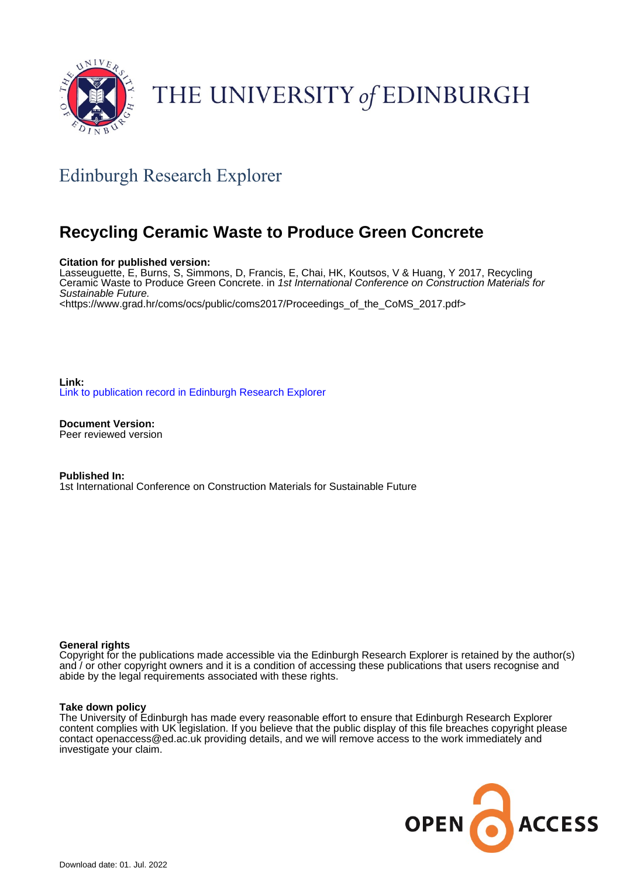THE UNIVERSITY *of* EDINBURGH

## Edinburgh Research Explorer

# Recycling Ceramic Waste to Produce Green Concrete

**Citation for published version:**
Lasseuguette, E, Burns, S, Simmons, D, Francis, E, Chai, HK, Koutsos, V & Huang, Y 2017, Recycling Ceramic Waste to Produce Green Concrete. in *1st International Conference on Construction Materials for Sustainable Future*.
<https://www.grad.hr/coms/ocs/public/coms2017/Proceedings_of_the_CoMS_2017.pdf>

**Link:**
Link to publication record in Edinburgh Research Explorer

**Document Version:**
Peer reviewed version

**Published In:**
1st International Conference on Construction Materials for Sustainable Future

**General rights**
Copyright for the publications made accessible via the Edinburgh Research Explorer is retained by the author(s) and / or other copyright owners and it is a condition of accessing these publications that users recognise and abide by the legal requirements associated with these rights.

**Take down policy**
The University of Edinburgh has made every reasonable effort to ensure that Edinburgh Research Explorer content complies with UK legislation. If you believe that the public display of this file breaches copyright please contact openaccess@ed.ac.uk providing details, and we will remove access to the work immediately and investigate your claim.

OPEN ACCESS

Download date: 01. Jul. 2022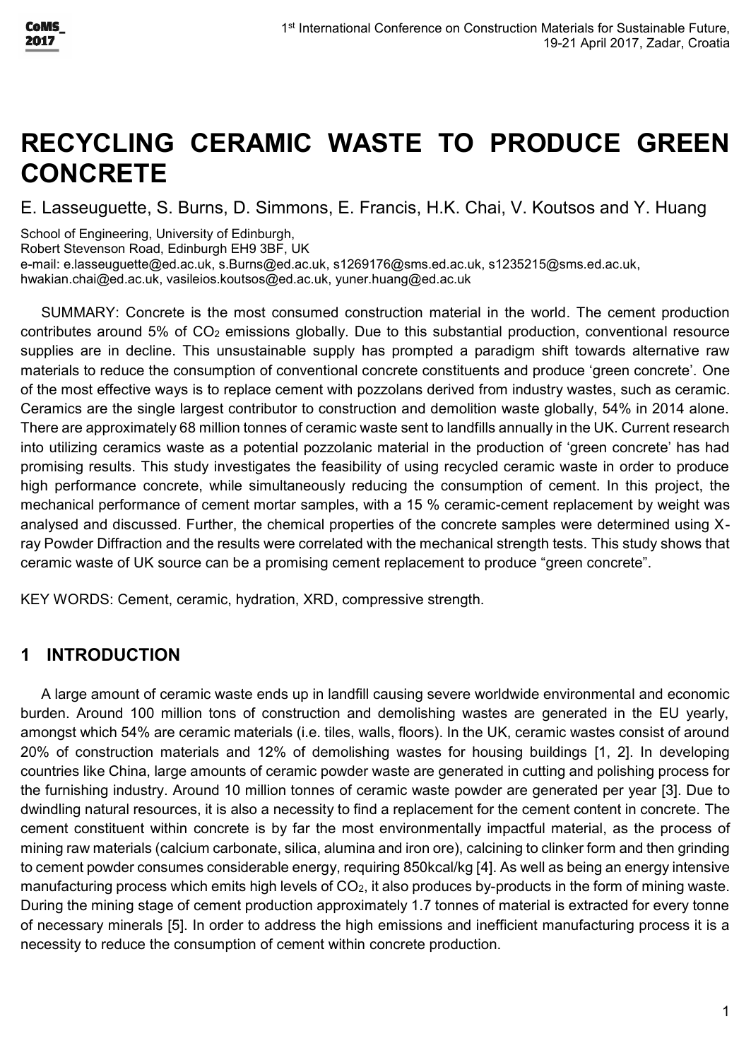# RECYCLING CERAMIC WASTE TO PRODUCE GREEN CONCRETE

E. Lasseuguette, S. Burns, D. Simmons, E. Francis, H.K. Chai, V. Koutsos and Y. Huang

School of Engineering, University of Edinburgh,
Robert Stevenson Road, Edinburgh EH9 3BF, UK
e-mail: e.lasseuguette@ed.ac.uk, s.Burns@ed.ac.uk, s1269176@sms.ed.ac.uk, s1235215@sms.ed.ac.uk, hwakian.chai@ed.ac.uk, vasileios.koutsos@ed.ac.uk, yuner.huang@ed.ac.uk

SUMMARY: Concrete is the most consumed construction material in the world. The cement production contributes around 5% of $CO_2$ emissions globally. Due to this substantial production, conventional resource supplies are in decline. This unsustainable supply has prompted a paradigm shift towards alternative raw materials to reduce the consumption of conventional concrete constituents and produce 'green concrete'. One of the most effective ways is to replace cement with pozzolans derived from industry wastes, such as ceramic. Ceramics are the single largest contributor to construction and demolition waste globally, 54% in 2014 alone. There are approximately 68 million tonnes of ceramic waste sent to landfills annually in the UK. Current research into utilizing ceramics waste as a potential pozzolanic material in the production of 'green concrete' has had promising results. This study investigates the feasibility of using recycled ceramic waste in order to produce high performance concrete, while simultaneously reducing the consumption of cement. In this project, the mechanical performance of cement mortar samples, with a 15 % ceramic-cement replacement by weight was analysed and discussed. Further, the chemical properties of the concrete samples were determined using X-ray Powder Diffraction and the results were correlated with the mechanical strength tests. This study shows that ceramic waste of UK source can be a promising cement replacement to produce "green concrete".

KEY WORDS: Cement, ceramic, hydration, XRD, compressive strength.

## 1 INTRODUCTION

A large amount of ceramic waste ends up in landfill causing severe worldwide environmental and economic burden. Around 100 million tons of construction and demolishing wastes are generated in the EU yearly, amongst which 54% are ceramic materials (i.e. tiles, walls, floors). In the UK, ceramic wastes consist of around 20% of construction materials and 12% of demolishing wastes for housing buildings [1, 2]. In developing countries like China, large amounts of ceramic powder waste are generated in cutting and polishing process for the furnishing industry. Around 10 million tonnes of ceramic waste powder are generated per year [3]. Due to dwindling natural resources, it is also a necessity to find a replacement for the cement content in concrete. The cement constituent within concrete is by far the most environmentally impactful material, as the process of mining raw materials (calcium carbonate, silica, alumina and iron ore), calcining to clinker form and then grinding to cement powder consumes considerable energy, requiring 850kcal/kg [4]. As well as being an energy intensive manufacturing process which emits high levels of $CO_2$, it also produces by-products in the form of mining waste. During the mining stage of cement production approximately 1.7 tonnes of material is extracted for every tonne of necessary minerals [5]. In order to address the high emissions and inefficient manufacturing process it is a necessity to reduce the consumption of cement within concrete production.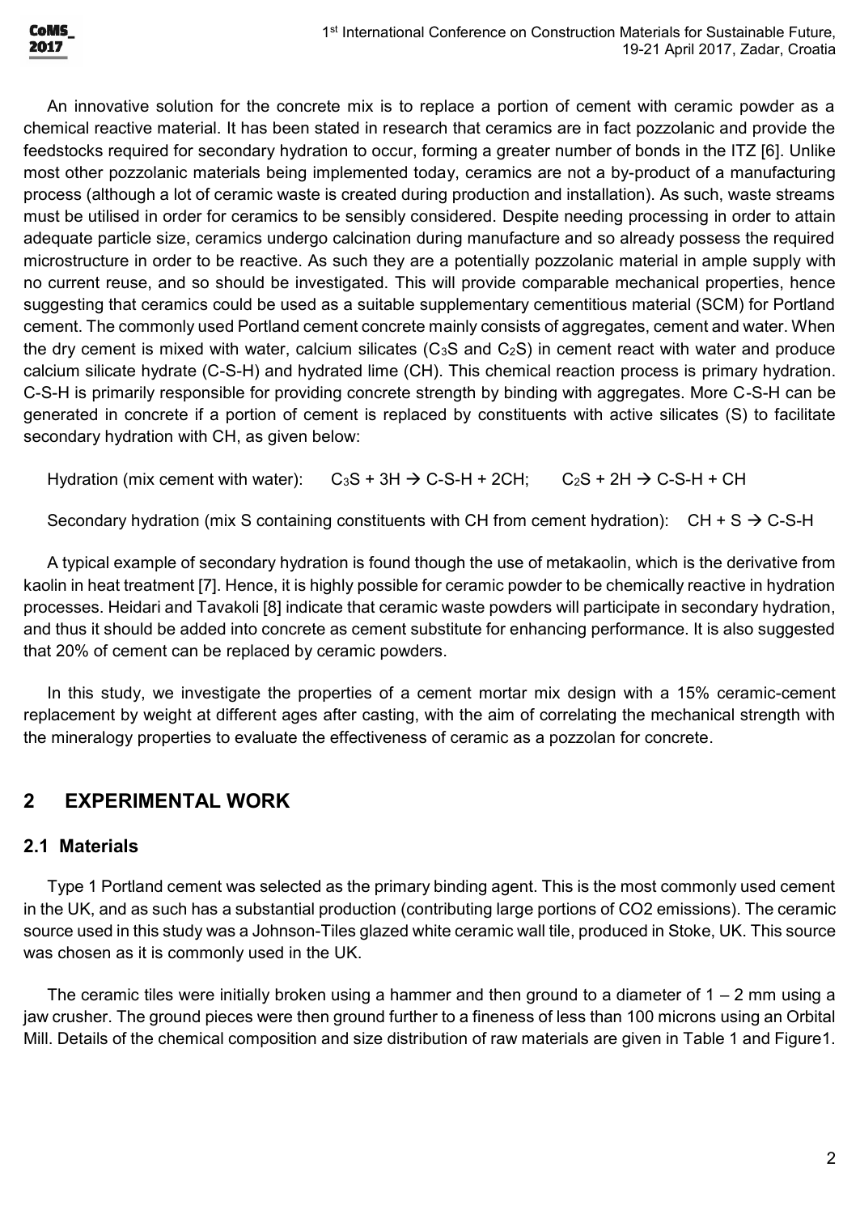An innovative solution for the concrete mix is to replace a portion of cement with ceramic powder as a chemical reactive material. It has been stated in research that ceramics are in fact pozzolanic and provide the feedstocks required for secondary hydration to occur, forming a greater number of bonds in the ITZ [6]. Unlike most other pozzolanic materials being implemented today, ceramics are not a by-product of a manufacturing process (although a lot of ceramic waste is created during production and installation). As such, waste streams must be utilised in order for ceramics to be sensibly considered. Despite needing processing in order to attain adequate particle size, ceramics undergo calcination during manufacture and so already possess the required microstructure in order to be reactive. As such they are a potentially pozzolanic material in ample supply with no current reuse, and so should be investigated. This will provide comparable mechanical properties, hence suggesting that ceramics could be used as a suitable supplementary cementitious material (SCM) for Portland cement. The commonly used Portland cement concrete mainly consists of aggregates, cement and water. When the dry cement is mixed with water, calcium silicates ($C_3S$ and $C_2S$) in cement react with water and produce calcium silicate hydrate (C-S-H) and hydrated lime (CH). This chemical reaction process is primary hydration. C-S-H is primarily responsible for providing concrete strength by binding with aggregates. More C-S-H can be generated in concrete if a portion of cement is replaced by constituents with active silicates (S) to facilitate secondary hydration with CH, as given below:

Hydration (mix cement with water): $C_3S + 3H \rightarrow C\text{-}S\text{-}H + 2CH$; $C_2S + 2H \rightarrow C\text{-}S\text{-}H + CH$

Secondary hydration (mix S containing constituents with CH from cement hydration): $CH + S \rightarrow C\text{-}S\text{-}H$

A typical example of secondary hydration is found though the use of metakaolin, which is the derivative from kaolin in heat treatment [7]. Hence, it is highly possible for ceramic powder to be chemically reactive in hydration processes. Heidari and Tavakoli [8] indicate that ceramic waste powders will participate in secondary hydration, and thus it should be added into concrete as cement substitute for enhancing performance. It is also suggested that 20% of cement can be replaced by ceramic powders.

In this study, we investigate the properties of a cement mortar mix design with a 15% ceramic-cement replacement by weight at different ages after casting, with the aim of correlating the mechanical strength with the mineralogy properties to evaluate the effectiveness of ceramic as a pozzolan for concrete.

## 2 EXPERIMENTAL WORK

### 2.1 Materials

Type 1 Portland cement was selected as the primary binding agent. This is the most commonly used cement in the UK, and as such has a substantial production (contributing large portions of CO2 emissions). The ceramic source used in this study was a Johnson-Tiles glazed white ceramic wall tile, produced in Stoke, UK. This source was chosen as it is commonly used in the UK.

The ceramic tiles were initially broken using a hammer and then ground to a diameter of 1 – 2 mm using a jaw crusher. The ground pieces were then ground further to a fineness of less than 100 microns using an Orbital Mill. Details of the chemical composition and size distribution of raw materials are given in Table 1 and Figure1.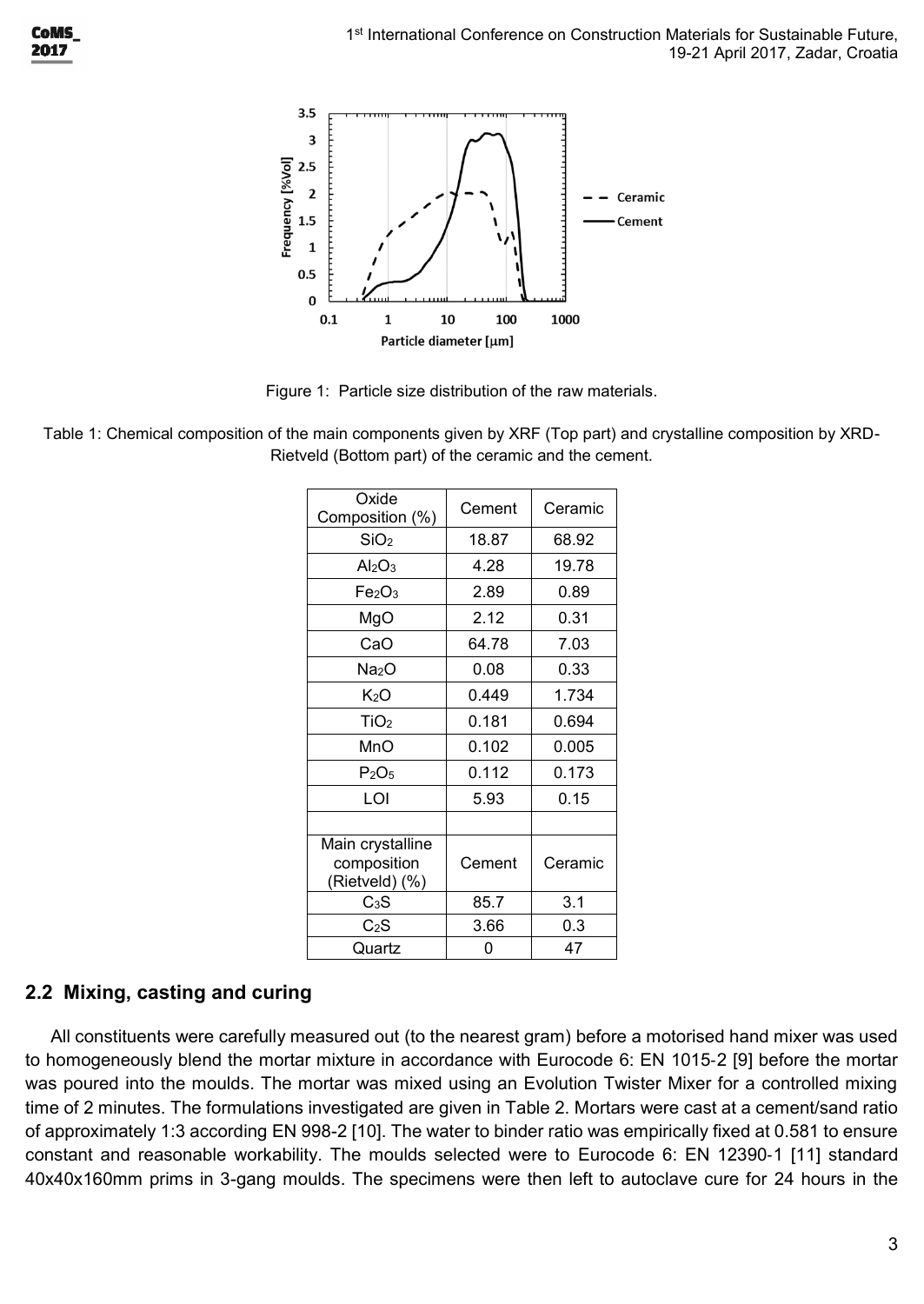Figure 1: Particle size distribution of the raw materials.

Table 1: Chemical composition of the main components given by XRF (Top part) and crystalline composition by XRD-Rietveld (Bottom part) of the ceramic and the cement.

| Oxide Composition (%) | Cement | Ceramic |
| --- | --- | --- |
| $SiO_2$ | 18.87 | 68.92 |
| $Al_2O_3$ | 4.28 | 19.78 |
| $Fe_2O_3$ | 2.89 | 0.89 |
| MgO | 2.12 | 0.31 |
| CaO | 64.78 | 7.03 |
| $Na_2O$ | 0.08 | 0.33 |
| $K_2O$ | 0.449 | 1.734 |
| $TiO_2$ | 0.181 | 0.694 |
| MnO | 0.102 | 0.005 |
| $P_2O_5$ | 0.112 | 0.173 |
| LOI | 5.93 | 0.15 |
| | | |
| Main crystalline composition (Rietveld) (%) | Cement | Ceramic |
| $C_3S$ | 85.7 | 3.1 |
| $C_2S$ | 3.66 | 0.3 |
| Quartz | 0 | 47 |

## 2.2 Mixing, casting and curing

All constituents were carefully measured out (to the nearest gram) before a motorised hand mixer was used to homogeneously blend the mortar mixture in accordance with Eurocode 6: EN 1015-2 [9] before the mortar was poured into the moulds. The mortar was mixed using an Evolution Twister Mixer for a controlled mixing time of 2 minutes. The formulations investigated are given in Table 2. Mortars were cast at a cement/sand ratio of approximately 1:3 according EN 998-2 [10]. The water to binder ratio was empirically fixed at 0.581 to ensure constant and reasonable workability. The moulds selected were to Eurocode 6: EN 12390-1 [11] standard 40x40x160mm prims in 3-gang moulds. The specimens were then left to autoclave cure for 24 hours in the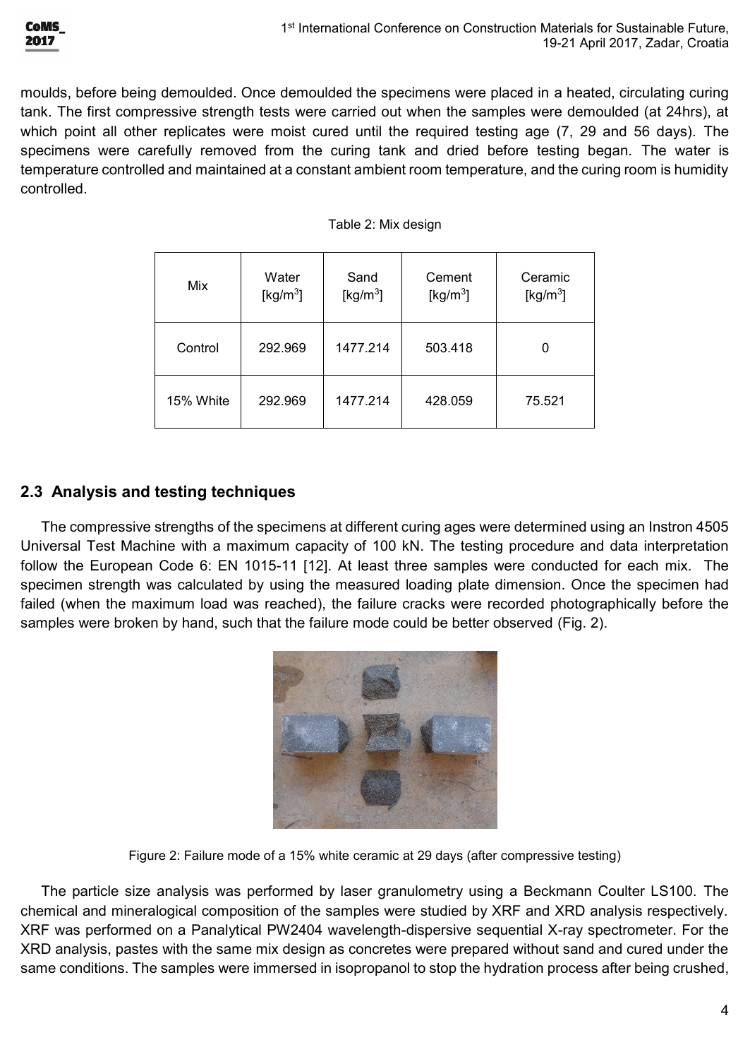moulds, before being demoulded. Once demoulded the specimens were placed in a heated, circulating curing tank. The first compressive strength tests were carried out when the samples were demoulded (at 24hrs), at which point all other replicates were moist cured until the required testing age (7, 29 and 56 days). The specimens were carefully removed from the curing tank and dried before testing began. The water is temperature controlled and maintained at a constant ambient room temperature, and the curing room is humidity controlled.

Table 2: Mix design

| Mix | Water [kg/m$^3$] | Sand [kg/m$^3$] | Cement [kg/m$^3$] | Ceramic [kg/m$^3$] |
|---|---|---|---|---|
| Control | 292.969 | 1477.214 | 503.418 | 0 |
| 15% White | 292.969 | 1477.214 | 428.059 | 75.521 |

## 2.3 Analysis and testing techniques

The compressive strengths of the specimens at different curing ages were determined using an Instron 4505 Universal Test Machine with a maximum capacity of 100 kN. The testing procedure and data interpretation follow the European Code 6: EN 1015-11 [12]. At least three samples were conducted for each mix. The specimen strength was calculated by using the measured loading plate dimension. Once the specimen had failed (when the maximum load was reached), the failure cracks were recorded photographically before the samples were broken by hand, such that the failure mode could be better observed (Fig. 2).

Figure 2: Failure mode of a 15% white ceramic at 29 days (after compressive testing)

The particle size analysis was performed by laser granulometry using a Beckmann Coulter LS100. The chemical and mineralogical composition of the samples were studied by XRF and XRD analysis respectively. XRF was performed on a Panalytical PW2404 wavelength-dispersive sequential X-ray spectrometer. For the XRD analysis, pastes with the same mix design as concretes were prepared without sand and cured under the same conditions. The samples were immersed in isopropanol to stop the hydration process after being crushed,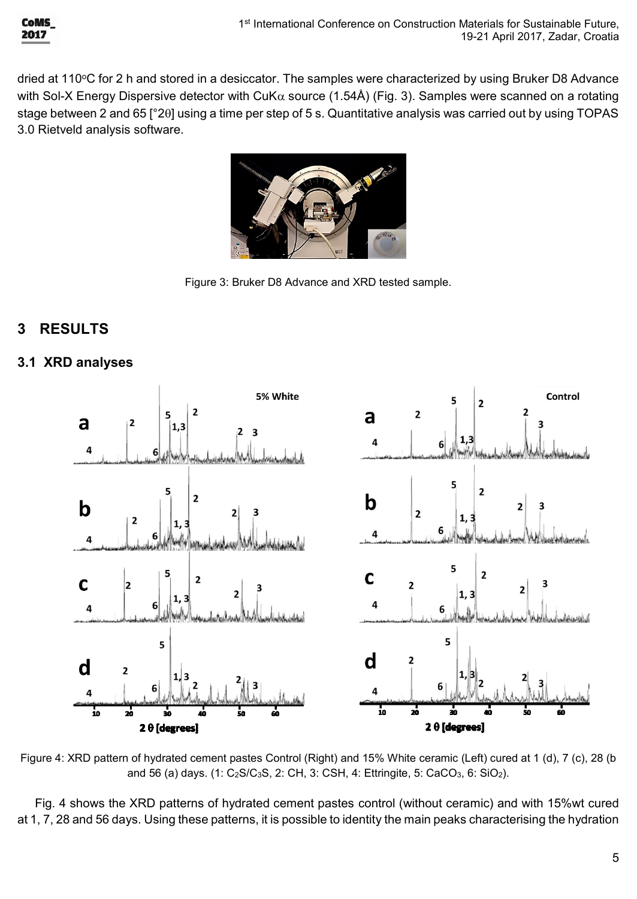dried at 110°C for 2 h and stored in a desiccator. The samples were characterized by using Bruker D8 Advance with Sol-X Energy Dispersive detector with CuKα source (1.54Å) (Fig. 3). Samples were scanned on a rotating stage between 2 and 65 [°2θ] using a time per step of 5 s. Quantitative analysis was carried out by using TOPAS 3.0 Rietveld analysis software.

Figure 3: Bruker D8 Advance and XRD tested sample.

## 3 RESULTS

### 3.1 XRD analyses

Figure 4: XRD pattern of hydrated cement pastes Control (Right) and 15% White ceramic (Left) cured at 1 (d), 7 (c), 28 (b and 56 (a) days. (1: $C_2S$/$C_3S$, 2: CH, 3: CSH, 4: Ettringite, 5: $CaCO_3$, 6: $SiO_2$).

Fig. 4 shows the XRD patterns of hydrated cement pastes control (without ceramic) and with 15%wt cured at 1, 7, 28 and 56 days. Using these patterns, it is possible to identity the main peaks characterising the hydration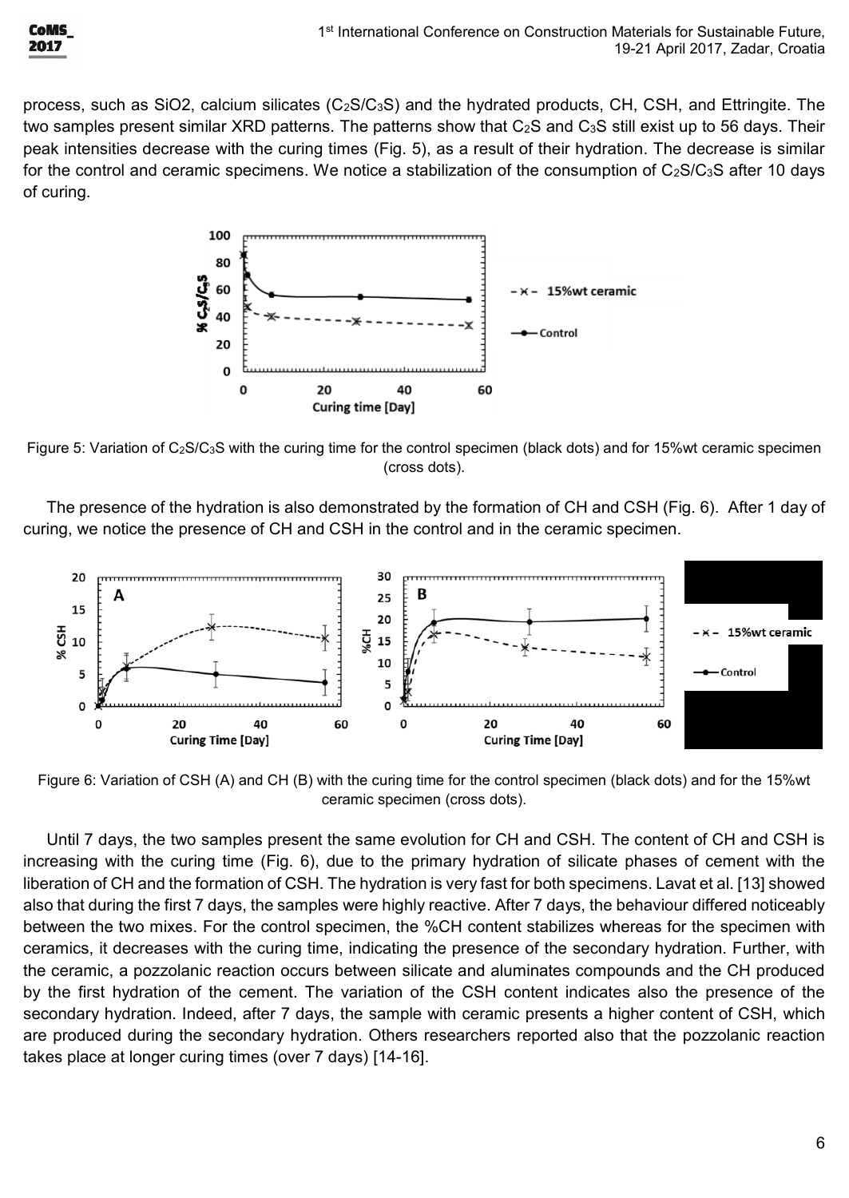process, such as SiO2, calcium silicates ($C_2S$/$C_3S$) and the hydrated products, CH, CSH, and Ettringite. The two samples present similar XRD patterns. The patterns show that $C_2S$ and $C_3S$ still exist up to 56 days. Their peak intensities decrease with the curing times (Fig. 5), as a result of their hydration. The decrease is similar for the control and ceramic specimens. We notice a stabilization of the consumption of $C_2S$/$C_3S$ after 10 days of curing.

Figure 5: Variation of $C_2S$/$C_3S$ with the curing time for the control specimen (black dots) and for 15%wt ceramic specimen (cross dots).

The presence of the hydration is also demonstrated by the formation of CH and CSH (Fig. 6). After 1 day of curing, we notice the presence of CH and CSH in the control and in the ceramic specimen.

Figure 6: Variation of CSH (A) and CH (B) with the curing time for the control specimen (black dots) and for the 15%wt ceramic specimen (cross dots).

Until 7 days, the two samples present the same evolution for CH and CSH. The content of CH and CSH is increasing with the curing time (Fig. 6), due to the primary hydration of silicate phases of cement with the liberation of CH and the formation of CSH. The hydration is very fast for both specimens. Lavat et al. [13] showed also that during the first 7 days, the samples were highly reactive. After 7 days, the behaviour differed noticeably between the two mixes. For the control specimen, the %CH content stabilizes whereas for the specimen with ceramics, it decreases with the curing time, indicating the presence of the secondary hydration. Further, with the ceramic, a pozzolanic reaction occurs between silicate and aluminates compounds and the CH produced by the first hydration of the cement. The variation of the CSH content indicates also the presence of the secondary hydration. Indeed, after 7 days, the sample with ceramic presents a higher content of CSH, which are produced during the secondary hydration. Others researchers reported also that the pozzolanic reaction takes place at longer curing times (over 7 days) [14-16].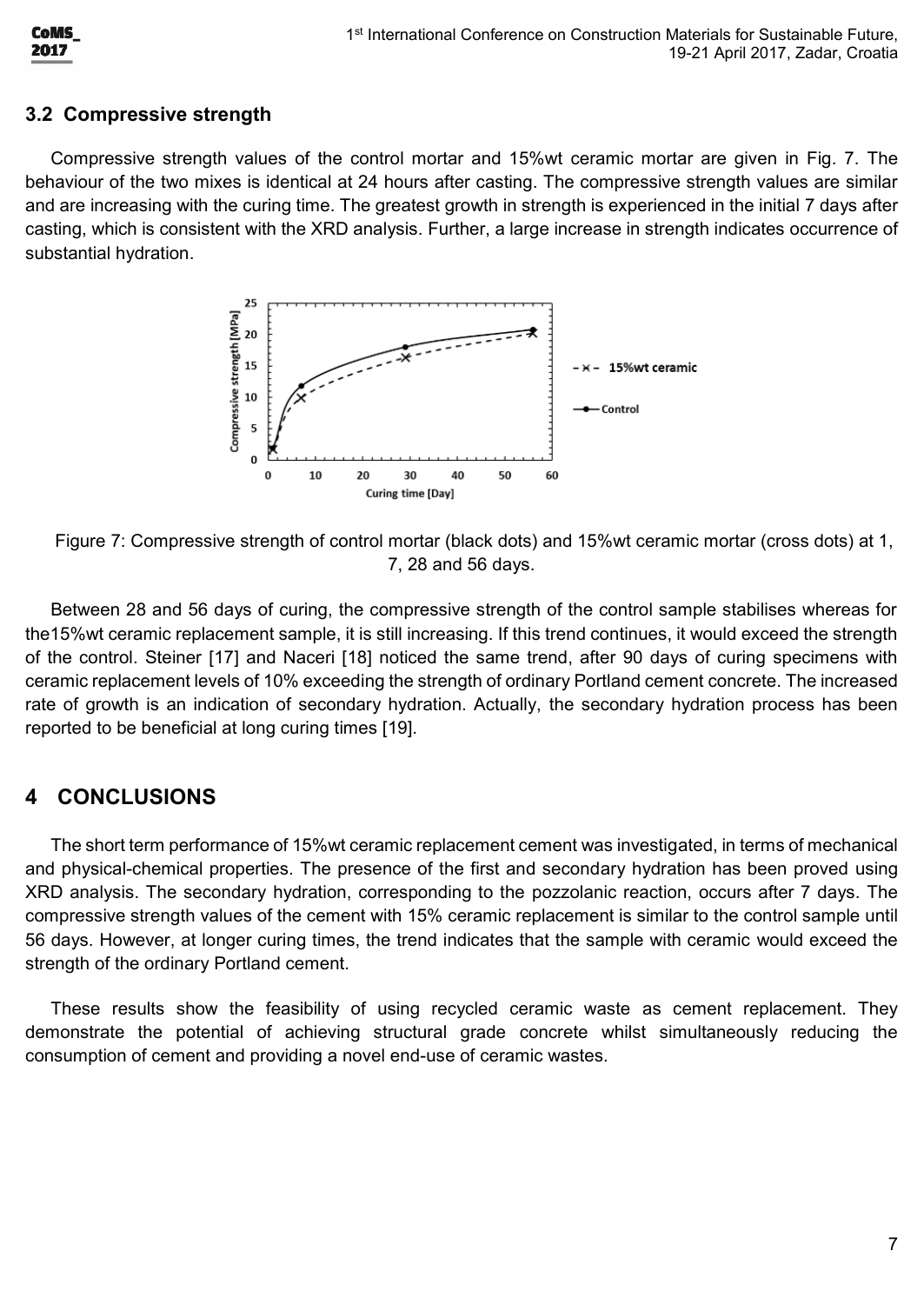### 3.2 Compressive strength

Compressive strength values of the control mortar and 15%wt ceramic mortar are given in Fig. 7. The behaviour of the two mixes is identical at 24 hours after casting. The compressive strength values are similar and are increasing with the curing time. The greatest growth in strength is experienced in the initial 7 days after casting, which is consistent with the XRD analysis. Further, a large increase in strength indicates occurrence of substantial hydration.

Figure 7: Compressive strength of control mortar (black dots) and 15%wt ceramic mortar (cross dots) at 1, 7, 28 and 56 days.

Between 28 and 56 days of curing, the compressive strength of the control sample stabilises whereas for the15%wt ceramic replacement sample, it is still increasing. If this trend continues, it would exceed the strength of the control. Steiner [17] and Naceri [18] noticed the same trend, after 90 days of curing specimens with ceramic replacement levels of 10% exceeding the strength of ordinary Portland cement concrete. The increased rate of growth is an indication of secondary hydration. Actually, the secondary hydration process has been reported to be beneficial at long curing times [19].

## 4 CONCLUSIONS

The short term performance of 15%wt ceramic replacement cement was investigated, in terms of mechanical and physical-chemical properties. The presence of the first and secondary hydration has been proved using XRD analysis. The secondary hydration, corresponding to the pozzolanic reaction, occurs after 7 days. The compressive strength values of the cement with 15% ceramic replacement is similar to the control sample until 56 days. However, at longer curing times, the trend indicates that the sample with ceramic would exceed the strength of the ordinary Portland cement.

These results show the feasibility of using recycled ceramic waste as cement replacement. They demonstrate the potential of achieving structural grade concrete whilst simultaneously reducing the consumption of cement and providing a novel end-use of ceramic wastes.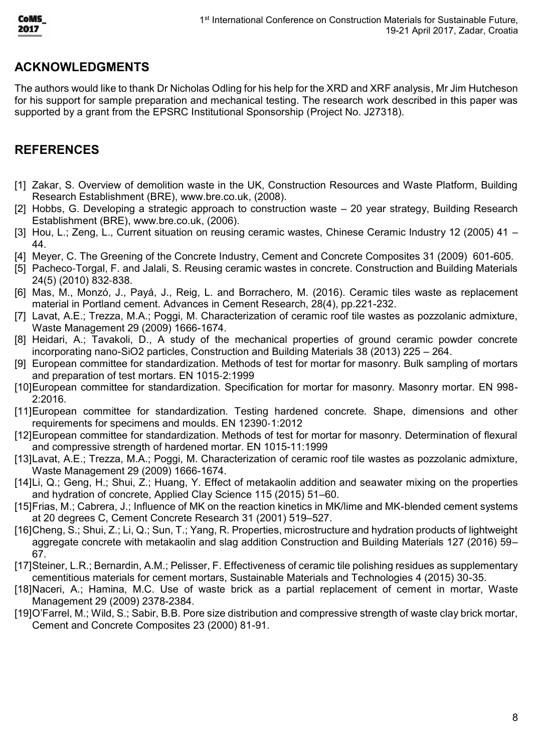## ACKNOWLEDGMENTS

The authors would like to thank Dr Nicholas Odling for his help for the XRD and XRF analysis, Mr Jim Hutcheson for his support for sample preparation and mechanical testing. The research work described in this paper was supported by a grant from the EPSRC Institutional Sponsorship (Project No. J27318).

## REFERENCES

[1] Zakar, S. Overview of demolition waste in the UK, Construction Resources and Waste Platform, Building Research Establishment (BRE), www.bre.co.uk, (2008).

[2] Hobbs, G. Developing a strategic approach to construction waste – 20 year strategy, Building Research Establishment (BRE), www.bre.co.uk, (2006).

[3] Hou, L.; Zeng, L., Current situation on reusing ceramic wastes, Chinese Ceramic Industry 12 (2005) 41 – 44.

[4] Meyer, C. The Greening of the Concrete Industry, Cement and Concrete Composites 31 (2009) 601-605.

[5] Pacheco-Torgal, F. and Jalali, S. Reusing ceramic wastes in concrete. Construction and Building Materials 24(5) (2010) 832-838.

[6] Mas, M., Monzó, J., Payá, J., Reig, L. and Borrachero, M. (2016). Ceramic tiles waste as replacement material in Portland cement. Advances in Cement Research, 28(4), pp.221-232.

[7] Lavat, A.E.; Trezza, M.A.; Poggi, M. Characterization of ceramic roof tile wastes as pozzolanic admixture, Waste Management 29 (2009) 1666-1674.

[8] Heidari, A.; Tavakoli, D., A study of the mechanical properties of ground ceramic powder concrete incorporating nano-SiO2 particles, Construction and Building Materials 38 (2013) 225 – 264.

[9] European committee for standardization. Methods of test for mortar for masonry. Bulk sampling of mortars and preparation of test mortars. EN 1015-2:1999

[10] European committee for standardization. Specification for mortar for masonry. Masonry mortar. EN 998-2:2016.

[11] European committee for standardization. Testing hardened concrete. Shape, dimensions and other requirements for specimens and moulds. EN 12390-1:2012

[12] European committee for standardization. Methods of test for mortar for masonry. Determination of flexural and compressive strength of hardened mortar. EN 1015-11:1999

[13] Lavat, A.E.; Trezza, M.A.; Poggi, M. Characterization of ceramic roof tile wastes as pozzolanic admixture, Waste Management 29 (2009) 1666-1674.

[14] Li, Q.; Geng, H.; Shui, Z.; Huang, Y. Effect of metakaolin addition and seawater mixing on the properties and hydration of concrete, Applied Clay Science 115 (2015) 51–60.

[15] Frias, M.; Cabrera, J.; Influence of MK on the reaction kinetics in MK/lime and MK-blended cement systems at 20 degrees C, Cement Concrete Research 31 (2001) 519–527.

[16] Cheng, S.; Shui, Z.; Li, Q.; Sun, T.; Yang, R. Properties, microstructure and hydration products of lightweight aggregate concrete with metakaolin and slag addition Construction and Building Materials 127 (2016) 59–67.

[17] Steiner, L.R.; Bernardin, A.M.; Pelisser, F. Effectiveness of ceramic tile polishing residues as supplementary cementitious materials for cement mortars, Sustainable Materials and Technologies 4 (2015) 30-35.

[18] Naceri, A.; Hamina, M.C. Use of waste brick as a partial replacement of cement in mortar, Waste Management 29 (2009) 2378-2384.

[19] O'Farrel, M.; Wild, S.; Sabir, B.B. Pore size distribution and compressive strength of waste clay brick mortar, Cement and Concrete Composites 23 (2000) 81-91.